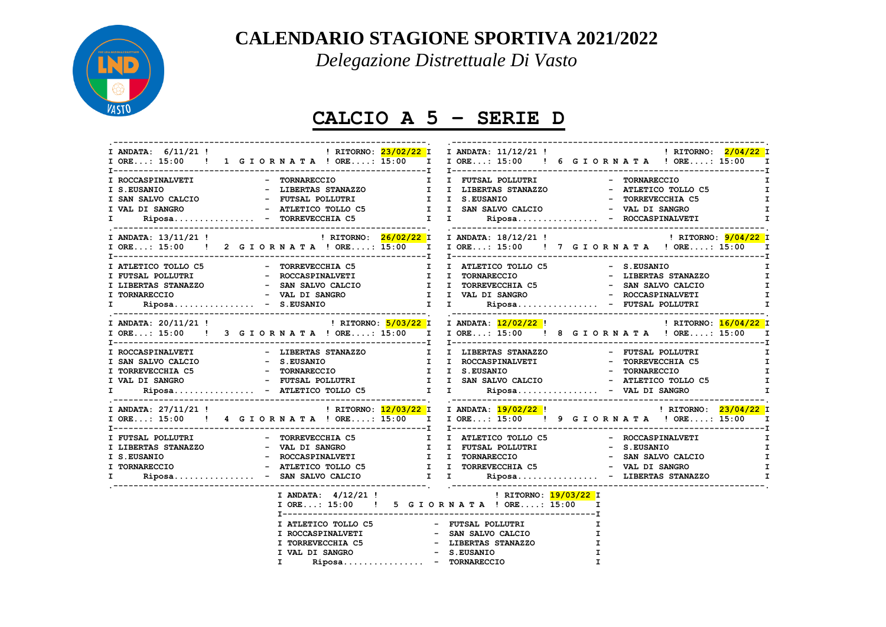# CALENDARIO STAGIONE SPORTIVA 2021/2022

*Delegazione Distrettuale Di Vasto*

## CALCIO A 5 - SERIE D

### 1 GIORNATA
ANDATA: 6/11/21 — ORE: 15:00 | RITORNO: 23/02/22 — ORE: 15:00

| Casa | | Ospite |
|---|---|---|
| ROCCASPINALVETI | - | TORNARECCIO |
| S.EUSANIO | - | LIBERTAS STANAZZO |
| SAN SALVO CALCIO | - | FUTSAL POLLUTRI |
| VAL DI SANGRO | - | ATLETICO TOLLO C5 |
| Riposa................ | - | TORREVECCHIA C5 |

### 2 GIORNATA
ANDATA: 13/11/21 — ORE: 15:00 | RITORNO: 26/02/22 — ORE: 15:00

| Casa | | Ospite |
|---|---|---|
| ATLETICO TOLLO C5 | - | TORREVECCHIA C5 |
| FUTSAL POLLUTRI | - | ROCCASPINALVETI |
| LIBERTAS STANAZZO | - | SAN SALVO CALCIO |
| TORNARECCIO | - | VAL DI SANGRO |
| Riposa................ | - | S.EUSANIO |

### 3 GIORNATA
ANDATA: 20/11/21 — ORE: 15:00 | RITORNO: 5/03/22 — ORE: 15:00

| Casa | | Ospite |
|---|---|---|
| ROCCASPINALVETI | - | LIBERTAS STANAZZO |
| SAN SALVO CALCIO | - | S.EUSANIO |
| TORREVECCHIA C5 | - | TORNARECCIO |
| VAL DI SANGRO | - | FUTSAL POLLUTRI |
| Riposa................ | - | ATLETICO TOLLO C5 |

### 4 GIORNATA
ANDATA: 27/11/21 — ORE: 15:00 | RITORNO: 12/03/22 — ORE: 15:00

| Casa | | Ospite |
|---|---|---|
| FUTSAL POLLUTRI | - | TORREVECCHIA C5 |
| LIBERTAS STANAZZO | - | VAL DI SANGRO |
| S.EUSANIO | - | ROCCASPINALVETI |
| TORNARECCIO | - | ATLETICO TOLLO C5 |
| Riposa................ | - | SAN SALVO CALCIO |

### 5 GIORNATA
ANDATA: 4/12/21 — ORE: 15:00 | RITORNO: 19/03/22 — ORE: 15:00

| Casa | | Ospite |
|---|---|---|
| ATLETICO TOLLO C5 | - | FUTSAL POLLUTRI |
| ROCCASPINALVETI | - | SAN SALVO CALCIO |
| TORREVECCHIA C5 | - | LIBERTAS STANAZZO |
| VAL DI SANGRO | - | S.EUSANIO |
| Riposa................ | - | TORNARECCIO |

### 6 GIORNATA
ANDATA: 11/12/21 — ORE: 15:00 | RITORNO: 2/04/22 — ORE: 15:00

| Casa | | Ospite |
|---|---|---|
| FUTSAL POLLUTRI | - | TORNARECCIO |
| LIBERTAS STANAZZO | - | ATLETICO TOLLO C5 |
| S.EUSANIO | - | TORREVECCHIA C5 |
| SAN SALVO CALCIO | - | VAL DI SANGRO |
| Riposa................ | - | ROCCASPINALVETI |

### 7 GIORNATA
ANDATA: 18/12/21 — ORE: 15:00 | RITORNO: 9/04/22 — ORE: 15:00

| Casa | | Ospite |
|---|---|---|
| ATLETICO TOLLO C5 | - | S.EUSANIO |
| TORNARECCIO | - | LIBERTAS STANAZZO |
| TORREVECCHIA C5 | - | SAN SALVO CALCIO |
| VAL DI SANGRO | - | ROCCASPINALVETI |
| Riposa................ | - | FUTSAL POLLUTRI |

### 8 GIORNATA
ANDATA: 12/02/22 — ORE: 15:00 | RITORNO: 16/04/22 — ORE: 15:00

| Casa | | Ospite |
|---|---|---|
| LIBERTAS STANAZZO | - | FUTSAL POLLUTRI |
| ROCCASPINALVETI | - | TORREVECCHIA C5 |
| S.EUSANIO | - | TORNARECCIO |
| SAN SALVO CALCIO | - | ATLETICO TOLLO C5 |
| Riposa................ | - | VAL DI SANGRO |

### 9 GIORNATA
ANDATA: 19/02/22 — ORE: 15:00 | RITORNO: 23/04/22 — ORE: 15:00

| Casa | | Ospite |
|---|---|---|
| ATLETICO TOLLO C5 | - | ROCCASPINALVETI |
| FUTSAL POLLUTRI | - | S.EUSANIO |
| TORNARECCIO | - | SAN SALVO CALCIO |
| TORREVECCHIA C5 | - | VAL DI SANGRO |
| Riposa................ | - | LIBERTAS STANAZZO |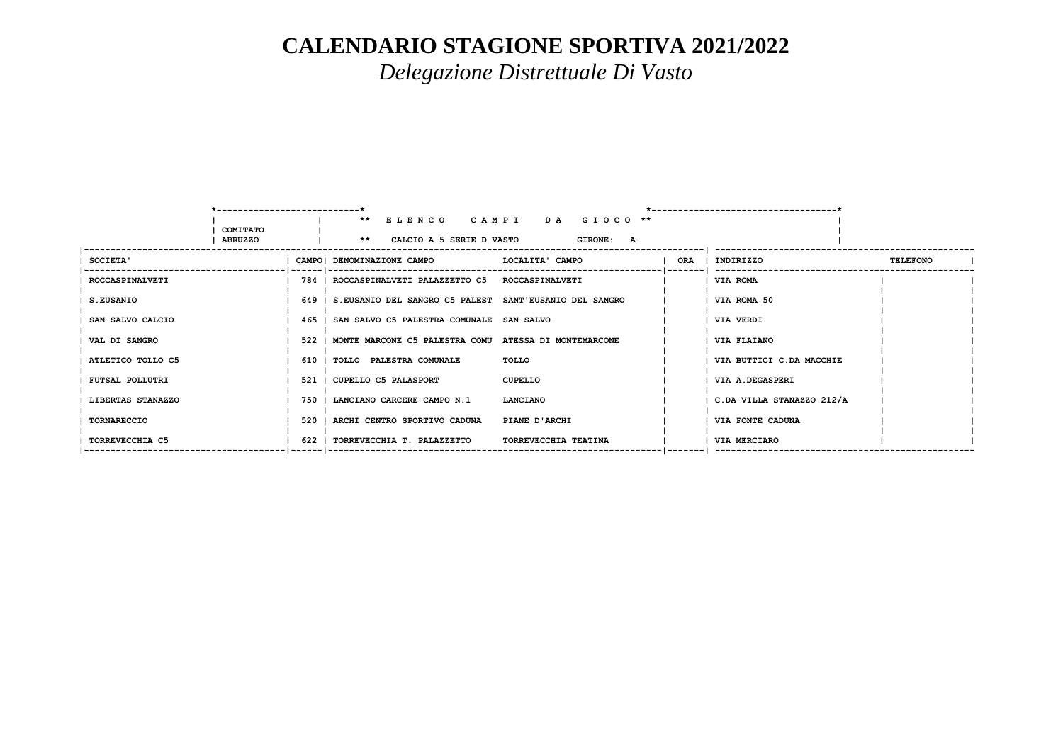# CALENDARIO STAGIONE SPORTIVA 2021/2022

*Delegazione Distrettuale Di Vasto*

COMITATO ABRUZZO

** E L E N C O   C A M P I   D A   G I O C O **

** CALCIO A 5 SERIE D VASTO   GIRONE: A

| SOCIETA' | CAMPO | DENOMINAZIONE CAMPO | LOCALITA' CAMPO | ORA | INDIRIZZO | TELEFONO |
|---|---|---|---|---|---|---|
| ROCCASPINALVETI | 784 | ROCCASPINALVETI PALAZZETTO C5 | ROCCASPINALVETI | | VIA ROMA | |
| S.EUSANIO | 649 | S.EUSANIO DEL SANGRO C5 PALEST | SANT'EUSANIO DEL SANGRO | | VIA ROMA 50 | |
| SAN SALVO CALCIO | 465 | SAN SALVO C5 PALESTRA COMUNALE | SAN SALVO | | VIA VERDI | |
| VAL DI SANGRO | 522 | MONTE MARCONE C5 PALESTRA COMU | ATESSA DI MONTEMARCONE | | VIA FLAIANO | |
| ATLETICO TOLLO C5 | 610 | TOLLO PALESTRA COMUNALE | TOLLO | | VIA BUTTICI C.DA MACCHIE | |
| FUTSAL POLLUTRI | 521 | CUPELLO C5 PALASPORT | CUPELLO | | VIA A.DEGASPERI | |
| LIBERTAS STANAZZO | 750 | LANCIANO CARCERE CAMPO N.1 | LANCIANO | | C.DA VILLA STANAZZO 212/A | |
| TORNARECCIO | 520 | ARCHI CENTRO SPORTIVO CADUNA | PIANE D'ARCHI | | VIA FONTE CADUNA | |
| TORREVECCHIA C5 | 622 | TORREVECCHIA T. PALAZZETTO | TORREVECCHIA TEATINA | | VIA MERCIARO | |